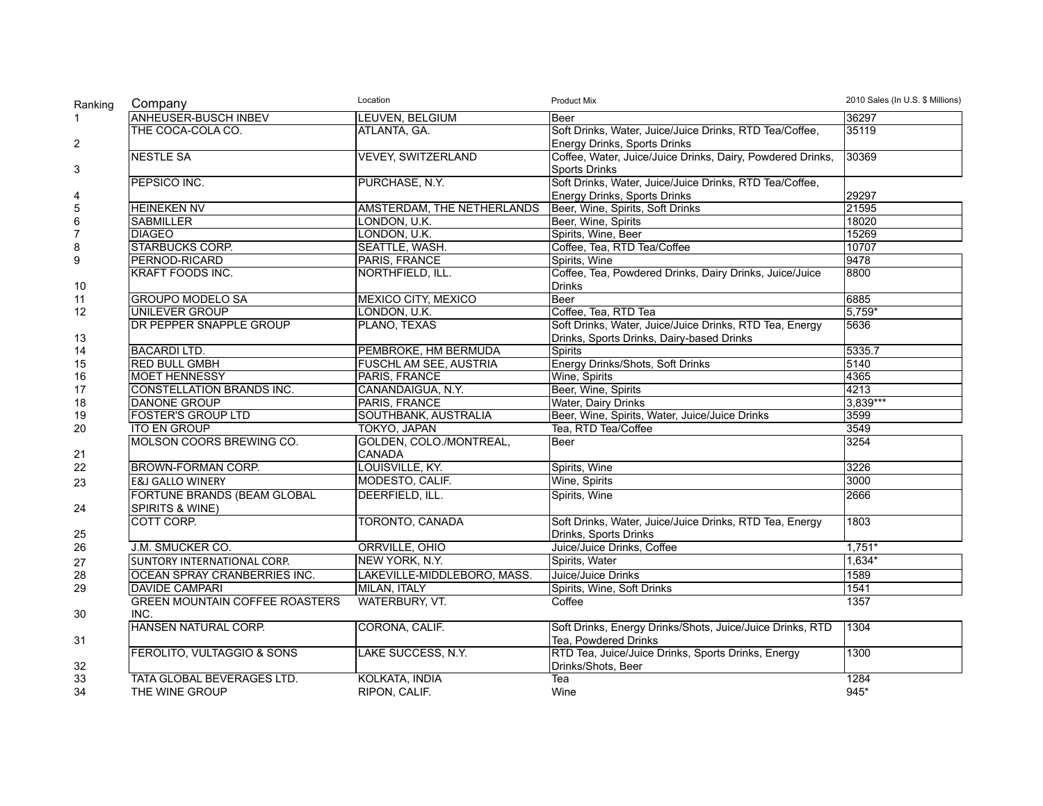| Ranking | Company | Location | Product Mix | 2010 Sales (In U.S. $ Millions) |
|---|---|---|---|---|
| 1 | ANHEUSER-BUSCH INBEV | LEUVEN, BELGIUM | Beer | 36297 |
| 2 | THE COCA-COLA CO. | ATLANTA, GA. | Soft Drinks, Water, Juice/Juice Drinks, RTD Tea/Coffee, Energy Drinks, Sports Drinks | 35119 |
| 3 | NESTLE SA | VEVEY, SWITZERLAND | Coffee, Water, Juice/Juice Drinks, Dairy, Powdered Drinks, Sports Drinks | 30369 |
| 4 | PEPSICO INC. | PURCHASE, N.Y. | Soft Drinks, Water, Juice/Juice Drinks, RTD Tea/Coffee, Energy Drinks, Sports Drinks | 29297 |
| 5 | HEINEKEN NV | AMSTERDAM, THE NETHERLANDS | Beer, Wine, Spirits, Soft Drinks | 21595 |
| 6 | SABMILLER | LONDON, U.K. | Beer, Wine, Spirits | 18020 |
| 7 | DIAGEO | LONDON, U.K. | Spirits, Wine, Beer | 15269 |
| 8 | STARBUCKS CORP. | SEATTLE, WASH. | Coffee, Tea, RTD Tea/Coffee | 10707 |
| 9 | PERNOD-RICARD | PARIS, FRANCE | Spirits, Wine | 9478 |
| 10 | KRAFT FOODS INC. | NORTHFIELD, ILL. | Coffee, Tea, Powdered Drinks, Dairy Drinks, Juice/Juice Drinks | 8800 |
| 11 | GROUPO MODELO SA | MEXICO CITY, MEXICO | Beer | 6885 |
| 12 | UNILEVER GROUP | LONDON, U.K. | Coffee, Tea, RTD Tea | 5,759* |
| 13 | DR PEPPER SNAPPLE GROUP | PLANO, TEXAS | Soft Drinks, Water, Juice/Juice Drinks, RTD Tea, Energy Drinks, Sports Drinks, Dairy-based Drinks | 5636 |
| 14 | BACARDI LTD. | PEMBROKE, HM BERMUDA | Spirits | 5335.7 |
| 15 | RED BULL GMBH | FUSCHL AM SEE, AUSTRIA | Energy Drinks/Shots, Soft Drinks | 5140 |
| 16 | MOET HENNESSY | PARIS, FRANCE | Wine, Spirits | 4365 |
| 17 | CONSTELLATION BRANDS INC. | CANANDAIGUA, N.Y. | Beer, Wine, Spirits | 4213 |
| 18 | DANONE GROUP | PARIS, FRANCE | Water, Dairy Drinks | 3,839*** |
| 19 | FOSTER'S GROUP LTD | SOUTHBANK, AUSTRALIA | Beer, Wine, Spirits, Water, Juice/Juice Drinks | 3599 |
| 20 | ITO EN GROUP | TOKYO, JAPAN | Tea, RTD Tea/Coffee | 3549 |
| 21 | MOLSON COORS BREWING CO. | GOLDEN, COLO./MONTREAL, CANADA | Beer | 3254 |
| 22 | BROWN-FORMAN CORP. | LOUISVILLE, KY. | Spirits, Wine | 3226 |
| 23 | E&J GALLO WINERY | MODESTO, CALIF. | Wine, Spirits | 3000 |
| 24 | FORTUNE BRANDS (BEAM GLOBAL SPIRITS & WINE) | DEERFIELD, ILL. | Spirits, Wine | 2666 |
| 25 | COTT CORP. | TORONTO, CANADA | Soft Drinks, Water, Juice/Juice Drinks, RTD Tea, Energy Drinks, Sports Drinks | 1803 |
| 26 | J.M. SMUCKER CO. | ORRVILLE, OHIO | Juice/Juice Drinks, Coffee | 1,751* |
| 27 | SUNTORY INTERNATIONAL CORP. | NEW YORK, N.Y. | Spirits, Water | 1,634* |
| 28 | OCEAN SPRAY CRANBERRIES INC. | LAKEVILLE-MIDDLEBORO, MASS. | Juice/Juice Drinks | 1589 |
| 29 | DAVIDE CAMPARI | MILAN, ITALY | Spirits, Wine, Soft Drinks | 1541 |
| 30 | GREEN MOUNTAIN COFFEE ROASTERS INC. | WATERBURY, VT. | Coffee | 1357 |
| 31 | HANSEN NATURAL CORP. | CORONA, CALIF. | Soft Drinks, Energy Drinks/Shots, Juice/Juice Drinks, RTD Tea, Powdered Drinks | 1304 |
| 32 | FEROLITO, VULTAGGIO & SONS | LAKE SUCCESS, N.Y. | RTD Tea, Juice/Juice Drinks, Sports Drinks, Energy Drinks/Shots, Beer | 1300 |
| 33 | TATA GLOBAL BEVERAGES LTD. | KOLKATA, INDIA | Tea | 1284 |
| 34 | THE WINE GROUP | RIPON, CALIF. | Wine | 945* |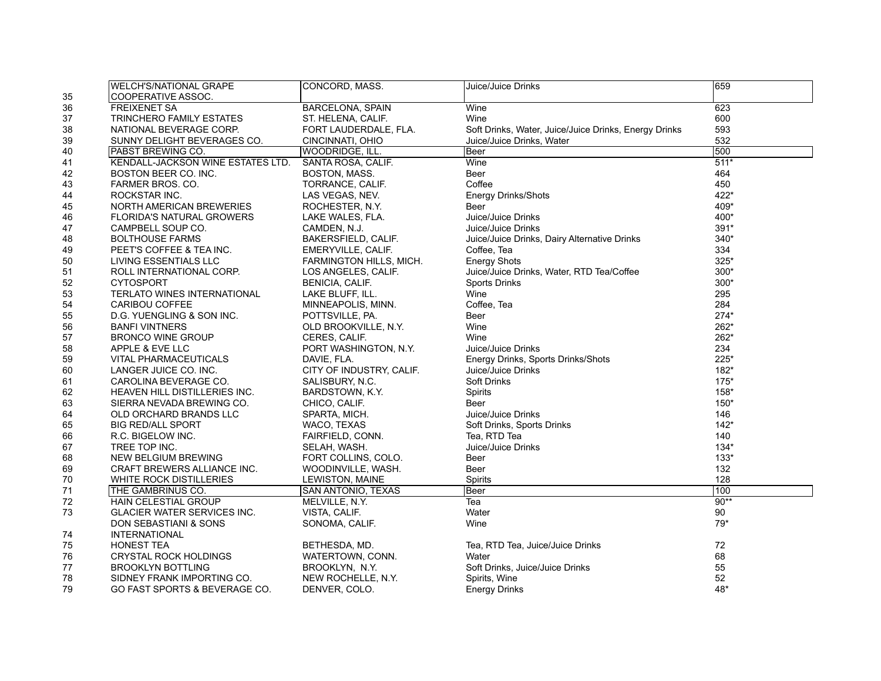| | | | | |
|---|---|---|---|---|
| 35 | WELCH'S/NATIONAL GRAPE COOPERATIVE ASSOC. | CONCORD, MASS. | Juice/Juice Drinks | 659 |
| 36 | FREIXENET SA | BARCELONA, SPAIN | Wine | 623 |
| 37 | TRINCHERO FAMILY ESTATES | ST. HELENA, CALIF. | Wine | 600 |
| 38 | NATIONAL BEVERAGE CORP. | FORT LAUDERDALE, FLA. | Soft Drinks, Water, Juice/Juice Drinks, Energy Drinks | 593 |
| 39 | SUNNY DELIGHT BEVERAGES CO. | CINCINNATI, OHIO | Juice/Juice Drinks, Water | 532 |
| 40 | PABST BREWING CO. | WOODRIDGE, ILL. | Beer | 500 |
| 41 | KENDALL-JACKSON WINE ESTATES LTD. | SANTA ROSA, CALIF. | Wine | 511* |
| 42 | BOSTON BEER CO. INC. | BOSTON, MASS. | Beer | 464 |
| 43 | FARMER BROS. CO. | TORRANCE, CALIF. | Coffee | 450 |
| 44 | ROCKSTAR INC. | LAS VEGAS, NEV. | Energy Drinks/Shots | 422* |
| 45 | NORTH AMERICAN BREWERIES | ROCHESTER, N.Y. | Beer | 409* |
| 46 | FLORIDA'S NATURAL GROWERS | LAKE WALES, FLA. | Juice/Juice Drinks | 400* |
| 47 | CAMPBELL SOUP CO. | CAMDEN, N.J. | Juice/Juice Drinks | 391* |
| 48 | BOLTHOUSE FARMS | BAKERSFIELD, CALIF. | Juice/Juice Drinks, Dairy Alternative Drinks | 340* |
| 49 | PEET'S COFFEE & TEA INC. | EMERYVILLE, CALIF. | Coffee, Tea | 334 |
| 50 | LIVING ESSENTIALS LLC | FARMINGTON HILLS, MICH. | Energy Shots | 325* |
| 51 | ROLL INTERNATIONAL CORP. | LOS ANGELES, CALIF. | Juice/Juice Drinks, Water, RTD Tea/Coffee | 300* |
| 52 | CYTOSPORT | BENICIA, CALIF. | Sports Drinks | 300* |
| 53 | TERLATO WINES INTERNATIONAL | LAKE BLUFF, ILL. | Wine | 295 |
| 54 | CARIBOU COFFEE | MINNEAPOLIS, MINN. | Coffee, Tea | 284 |
| 55 | D.G. YUENGLING & SON INC. | POTTSVILLE, PA. | Beer | 274* |
| 56 | BANFI VINTNERS | OLD BROOKVILLE, N.Y. | Wine | 262* |
| 57 | BRONCO WINE GROUP | CERES, CALIF. | Wine | 262* |
| 58 | APPLE & EVE LLC | PORT WASHINGTON, N.Y. | Juice/Juice Drinks | 234 |
| 59 | VITAL PHARMACEUTICALS | DAVIE, FLA. | Energy Drinks, Sports Drinks/Shots | 225* |
| 60 | LANGER JUICE CO. INC. | CITY OF INDUSTRY, CALIF. | Juice/Juice Drinks | 182* |
| 61 | CAROLINA BEVERAGE CO. | SALISBURY, N.C. | Soft Drinks | 175* |
| 62 | HEAVEN HILL DISTILLERIES INC. | BARDSTOWN, K.Y. | Spirits | 158* |
| 63 | SIERRA NEVADA BREWING CO. | CHICO, CALIF. | Beer | 150* |
| 64 | OLD ORCHARD BRANDS LLC | SPARTA, MICH. | Juice/Juice Drinks | 146 |
| 65 | BIG RED/ALL SPORT | WACO, TEXAS | Soft Drinks, Sports Drinks | 142* |
| 66 | R.C. BIGELOW INC. | FAIRFIELD, CONN. | Tea, RTD Tea | 140 |
| 67 | TREE TOP INC. | SELAH, WASH. | Juice/Juice Drinks | 134* |
| 68 | NEW BELGIUM BREWING | FORT COLLINS, COLO. | Beer | 133* |
| 69 | CRAFT BREWERS ALLIANCE INC. | WOODINVILLE, WASH. | Beer | 132 |
| 70 | WHITE ROCK DISTILLERIES | LEWISTON, MAINE | Spirits | 128 |
| 71 | THE GAMBRINUS CO. | SAN ANTONIO, TEXAS | Beer | 100 |
| 72 | HAIN CELESTIAL GROUP | MELVILLE, N.Y. | Tea | 90** |
| 73 | GLACIER WATER SERVICES INC. | VISTA, CALIF. | Water | 90 |
| 74 | DON SEBASTIANI & SONS INTERNATIONAL | SONOMA, CALIF. | Wine | 79* |
| 75 | HONEST TEA | BETHESDA, MD. | Tea, RTD Tea, Juice/Juice Drinks | 72 |
| 76 | CRYSTAL ROCK HOLDINGS | WATERTOWN, CONN. | Water | 68 |
| 77 | BROOKLYN BOTTLING | BROOKLYN, N.Y. | Soft Drinks, Juice/Juice Drinks | 55 |
| 78 | SIDNEY FRANK IMPORTING CO. | NEW ROCHELLE, N.Y. | Spirits, Wine | 52 |
| 79 | GO FAST SPORTS & BEVERAGE CO. | DENVER, COLO. | Energy Drinks | 48* |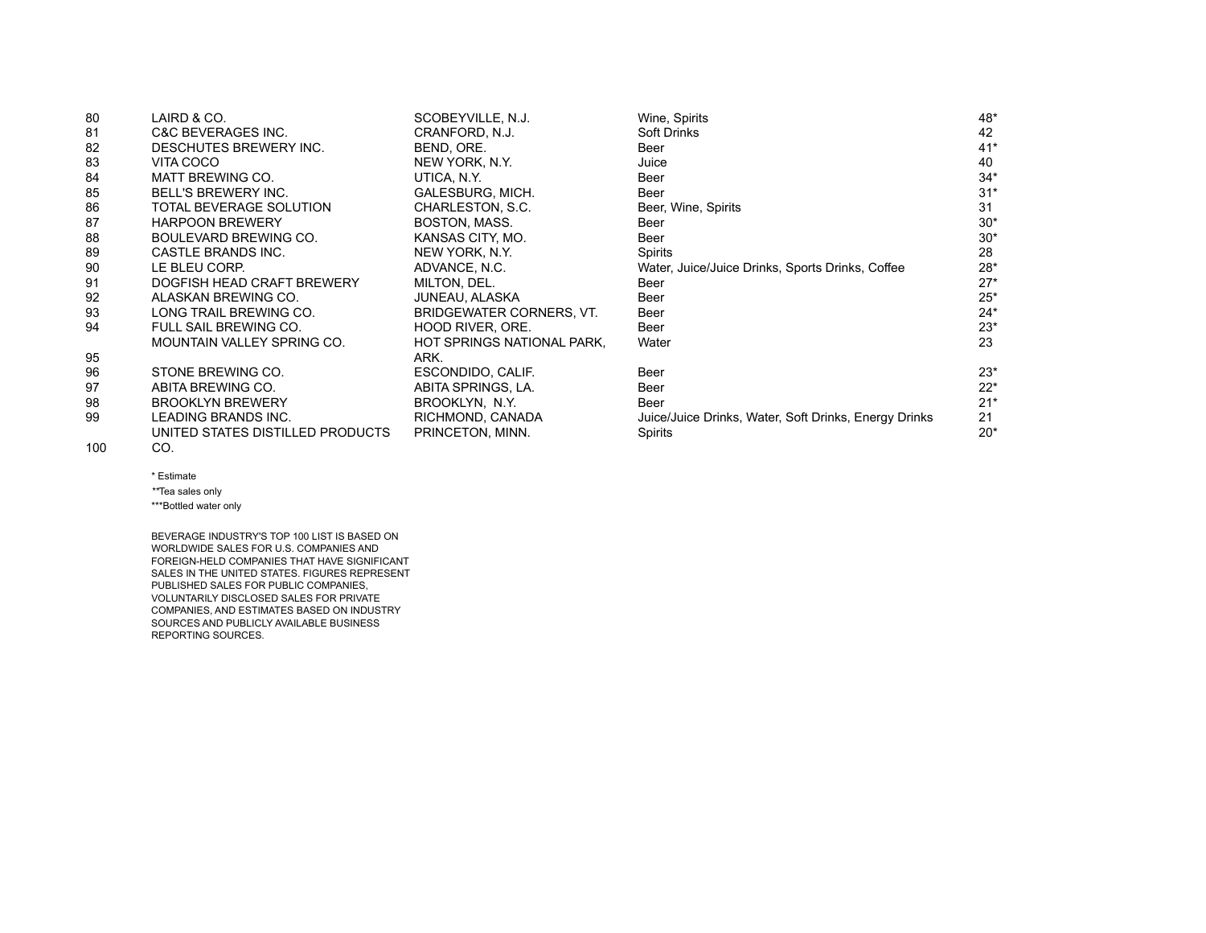| | | | | |
|---|---|---|---|---|
| 80 | LAIRD & CO. | SCOBEYVILLE, N.J. | Wine, Spirits | 48* |
| 81 | C&C BEVERAGES INC. | CRANFORD, N.J. | Soft Drinks | 42 |
| 82 | DESCHUTES BREWERY INC. | BEND, ORE. | Beer | 41* |
| 83 | VITA COCO | NEW YORK, N.Y. | Juice | 40 |
| 84 | MATT BREWING CO. | UTICA, N.Y. | Beer | 34* |
| 85 | BELL'S BREWERY INC. | GALESBURG, MICH. | Beer | 31* |
| 86 | TOTAL BEVERAGE SOLUTION | CHARLESTON, S.C. | Beer, Wine, Spirits | 31 |
| 87 | HARPOON BREWERY | BOSTON, MASS. | Beer | 30* |
| 88 | BOULEVARD BREWING CO. | KANSAS CITY, MO. | Beer | 30* |
| 89 | CASTLE BRANDS INC. | NEW YORK, N.Y. | Spirits | 28 |
| 90 | LE BLEU CORP. | ADVANCE, N.C. | Water, Juice/Juice Drinks, Sports Drinks, Coffee | 28* |
| 91 | DOGFISH HEAD CRAFT BREWERY | MILTON, DEL. | Beer | 27* |
| 92 | ALASKAN BREWING CO. | JUNEAU, ALASKA | Beer | 25* |
| 93 | LONG TRAIL BREWING CO. | BRIDGEWATER CORNERS, VT. | Beer | 24* |
| 94 | FULL SAIL BREWING CO. | HOOD RIVER, ORE. | Beer | 23* |
| 95 | MOUNTAIN VALLEY SPRING CO. | HOT SPRINGS NATIONAL PARK, ARK. | Water | 23 |
| 96 | STONE BREWING CO. | ESCONDIDO, CALIF. | Beer | 23* |
| 97 | ABITA BREWING CO. | ABITA SPRINGS, LA. | Beer | 22* |
| 98 | BROOKLYN BREWERY | BROOKLYN, N.Y. | Beer | 21* |
| 99 | LEADING BRANDS INC. | RICHMOND, CANADA | Juice/Juice Drinks, Water, Soft Drinks, Energy Drinks | 21 |
| 100 | UNITED STATES DISTILLED PRODUCTS CO. | PRINCETON, MINN. | Spirits | 20* |

\* Estimate

\*\*Tea sales only

\*\*\*Bottled water only

BEVERAGE INDUSTRY'S TOP 100 LIST IS BASED ON WORLDWIDE SALES FOR U.S. COMPANIES AND FOREIGN-HELD COMPANIES THAT HAVE SIGNIFICANT SALES IN THE UNITED STATES. FIGURES REPRESENT PUBLISHED SALES FOR PUBLIC COMPANIES, VOLUNTARILY DISCLOSED SALES FOR PRIVATE COMPANIES, AND ESTIMATES BASED ON INDUSTRY SOURCES AND PUBLICLY AVAILABLE BUSINESS REPORTING SOURCES.